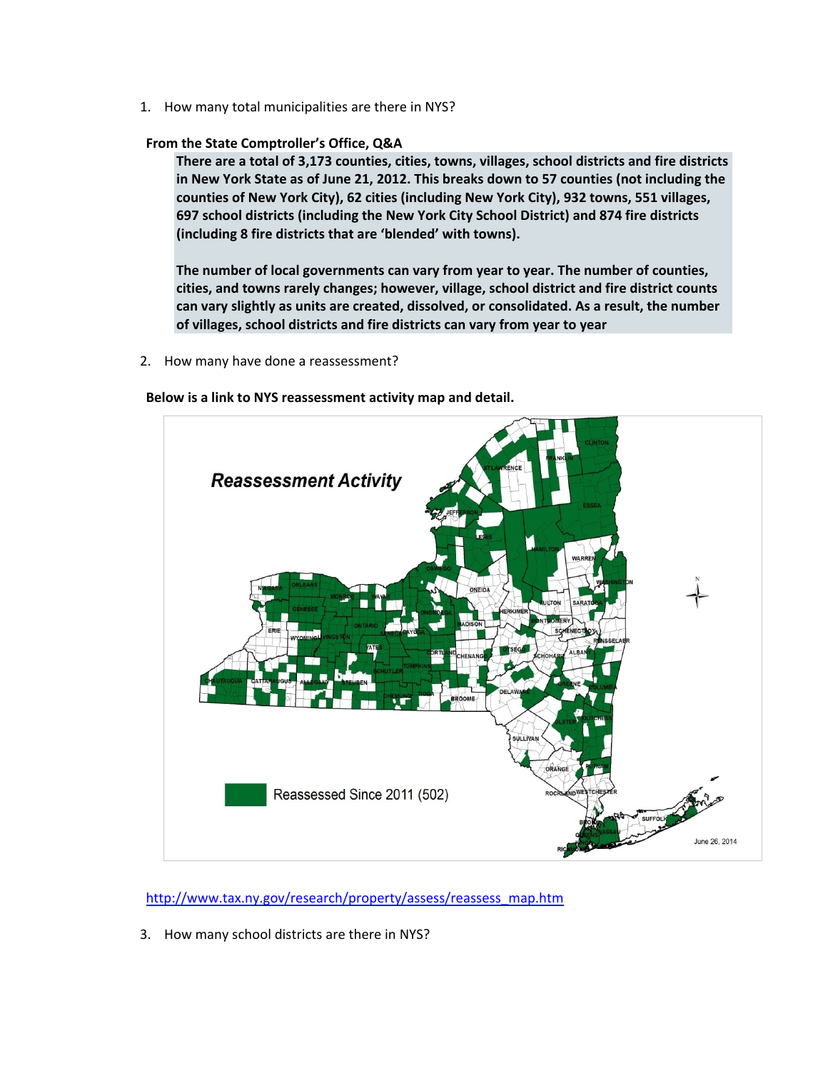1. How many total municipalities are there in NYS?

**From the State Comptroller's Office, Q&A**

> **There are a total of 3,173 counties, cities, towns, villages, school districts and fire districts in New York State as of June 21, 2012. This breaks down to 57 counties (not including the counties of New York City), 62 cities (including New York City), 932 towns, 551 villages, 697 school districts (including the New York City School District) and 874 fire districts (including 8 fire districts that are 'blended' with towns).**
>
> **The number of local governments can vary from year to year. The number of counties, cities, and towns rarely changes; however, village, school district and fire district counts can vary slightly as units are created, dissolved, or consolidated. As a result, the number of villages, school districts and fire districts can vary from year to year**

2. How many have done a reassessment?

**Below is a link to NYS reassessment activity map and detail.**

http://www.tax.ny.gov/research/property/assess/reassess_map.htm

3. How many school districts are there in NYS?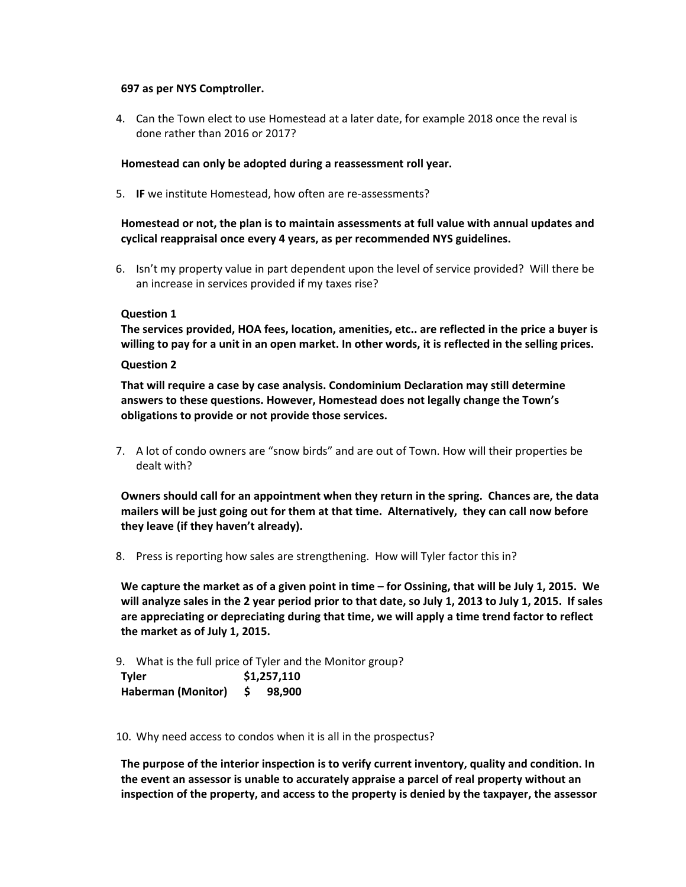**697 as per NYS Comptroller.**

4. Can the Town elect to use Homestead at a later date, for example 2018 once the reval is done rather than 2016 or 2017?

**Homestead can only be adopted during a reassessment roll year.**

5. **IF** we institute Homestead, how often are re-assessments?

**Homestead or not, the plan is to maintain assessments at full value with annual updates and cyclical reappraisal once every 4 years, as per recommended NYS guidelines.**

6. Isn't my property value in part dependent upon the level of service provided? Will there be an increase in services provided if my taxes rise?

**Question 1**

**The services provided, HOA fees, location, amenities, etc.. are reflected in the price a buyer is willing to pay for a unit in an open market. In other words, it is reflected in the selling prices.**

**Question 2**

**That will require a case by case analysis. Condominium Declaration may still determine answers to these questions. However, Homestead does not legally change the Town's obligations to provide or not provide those services.**

7. A lot of condo owners are "snow birds" and are out of Town. How will their properties be dealt with?

**Owners should call for an appointment when they return in the spring. Chances are, the data mailers will be just going out for them at that time. Alternatively, they can call now before they leave (if they haven't already).**

8. Press is reporting how sales are strengthening. How will Tyler factor this in?

**We capture the market as of a given point in time – for Ossining, that will be July 1, 2015. We will analyze sales in the 2 year period prior to that date, so July 1, 2013 to July 1, 2015. If sales are appreciating or depreciating during that time, we will apply a time trend factor to reflect the market as of July 1, 2015.**

9. What is the full price of Tyler and the Monitor group?

| | |
|---|---|
| **Tyler** | **$1,257,110** |
| **Haberman (Monitor)** | **$ 98,900** |

10. Why need access to condos when it is all in the prospectus?

**The purpose of the interior inspection is to verify current inventory, quality and condition. In the event an assessor is unable to accurately appraise a parcel of real property without an inspection of the property, and access to the property is denied by the taxpayer, the assessor**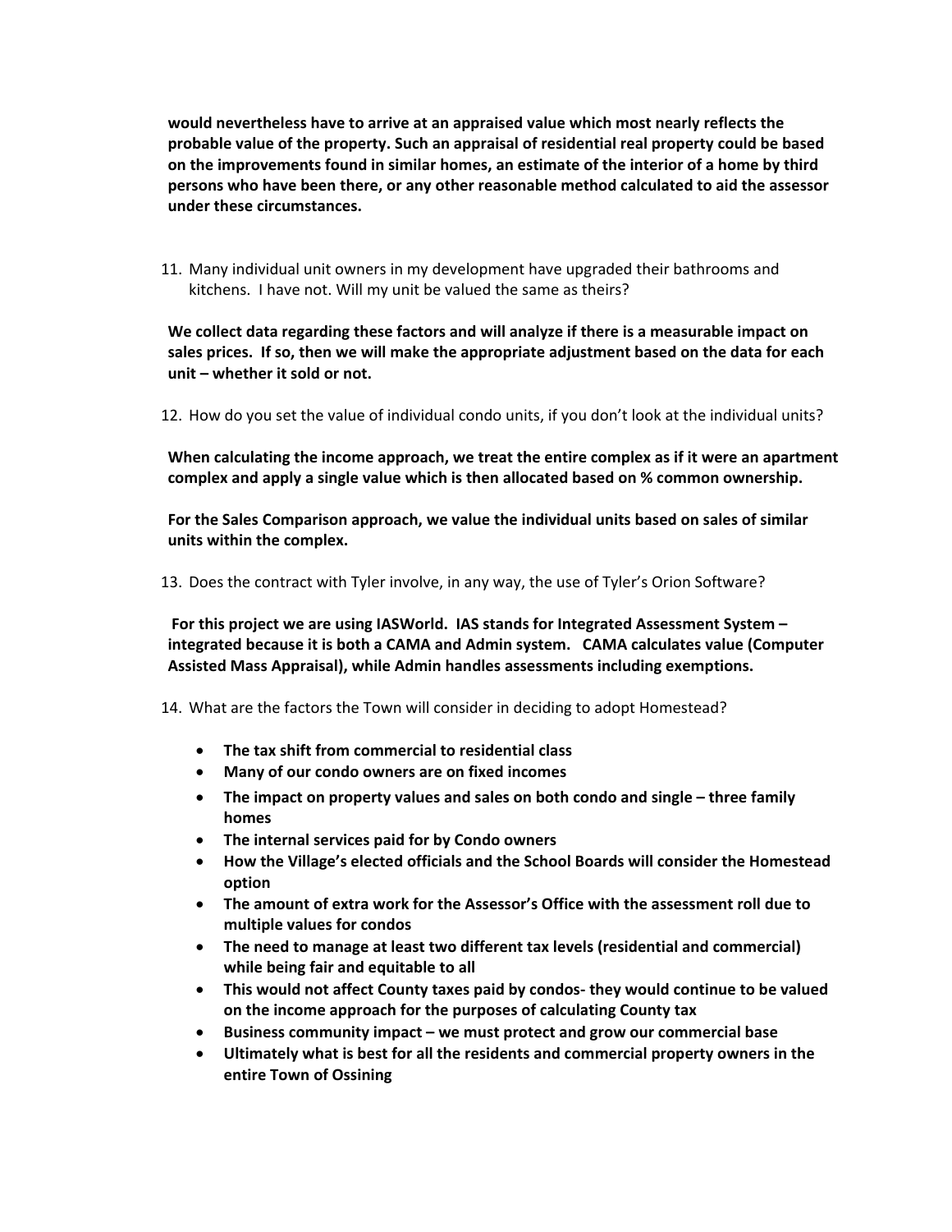**would nevertheless have to arrive at an appraised value which most nearly reflects the probable value of the property. Such an appraisal of residential real property could be based on the improvements found in similar homes, an estimate of the interior of a home by third persons who have been there, or any other reasonable method calculated to aid the assessor under these circumstances.**

11. Many individual unit owners in my development have upgraded their bathrooms and kitchens. I have not. Will my unit be valued the same as theirs?

**We collect data regarding these factors and will analyze if there is a measurable impact on sales prices. If so, then we will make the appropriate adjustment based on the data for each unit – whether it sold or not.**

12. How do you set the value of individual condo units, if you don't look at the individual units?

**When calculating the income approach, we treat the entire complex as if it were an apartment complex and apply a single value which is then allocated based on % common ownership.**

**For the Sales Comparison approach, we value the individual units based on sales of similar units within the complex.**

13. Does the contract with Tyler involve, in any way, the use of Tyler's Orion Software?

**For this project we are using IASWorld. IAS stands for Integrated Assessment System – integrated because it is both a CAMA and Admin system. CAMA calculates value (Computer Assisted Mass Appraisal), while Admin handles assessments including exemptions.**

14. What are the factors the Town will consider in deciding to adopt Homestead?

- **The tax shift from commercial to residential class**
- **Many of our condo owners are on fixed incomes**
- **The impact on property values and sales on both condo and single – three family homes**
- **The internal services paid for by Condo owners**
- **How the Village's elected officials and the School Boards will consider the Homestead option**
- **The amount of extra work for the Assessor's Office with the assessment roll due to multiple values for condos**
- **The need to manage at least two different tax levels (residential and commercial) while being fair and equitable to all**
- **This would not affect County taxes paid by condos- they would continue to be valued on the income approach for the purposes of calculating County tax**
- **Business community impact – we must protect and grow our commercial base**
- **Ultimately what is best for all the residents and commercial property owners in the entire Town of Ossining**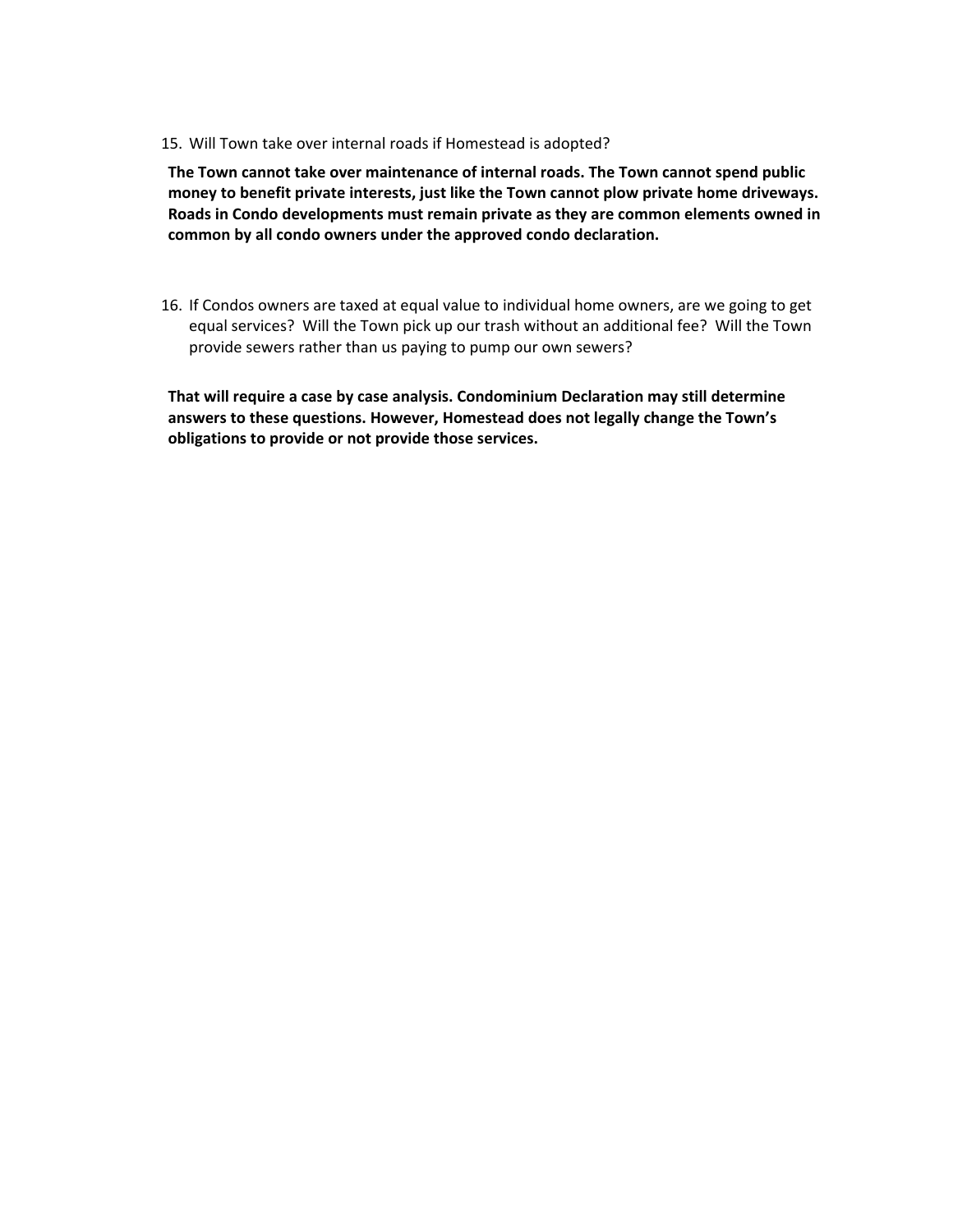15. Will Town take over internal roads if Homestead is adopted?

**The Town cannot take over maintenance of internal roads. The Town cannot spend public money to benefit private interests, just like the Town cannot plow private home driveways. Roads in Condo developments must remain private as they are common elements owned in common by all condo owners under the approved condo declaration.**

16. If Condos owners are taxed at equal value to individual home owners, are we going to get equal services? Will the Town pick up our trash without an additional fee? Will the Town provide sewers rather than us paying to pump our own sewers?

**That will require a case by case analysis. Condominium Declaration may still determine answers to these questions. However, Homestead does not legally change the Town's obligations to provide or not provide those services.**